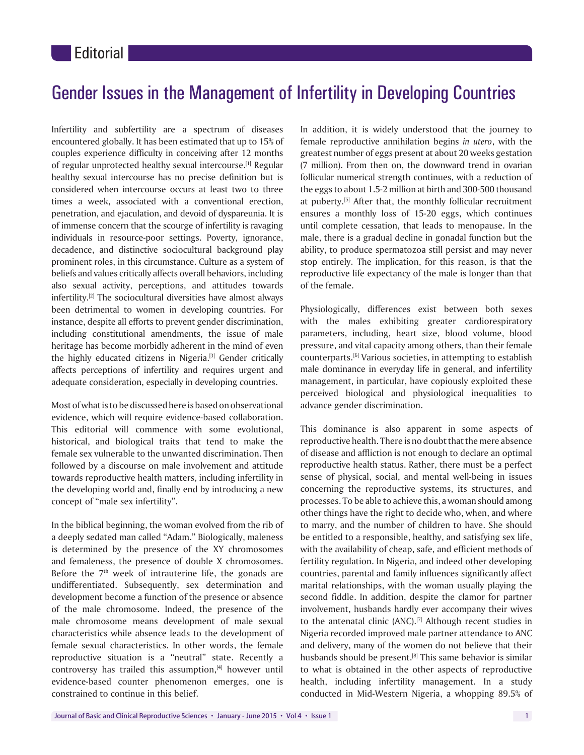Editorial

# Gender Issues in the Management of Infertility in Developing Countries

Infertility and subfertility are a spectrum of diseases encountered globally. It has been estimated that up to 15% of couples experience difficulty in conceiving after 12 months of regular unprotected healthy sexual intercourse.[1] Regular healthy sexual intercourse has no precise definition but is considered when intercourse occurs at least two to three times a week, associated with a conventional erection, penetration, and ejaculation, and devoid of dyspareunia. It is of immense concern that the scourge of infertility is ravaging individuals in resource-poor settings. Poverty, ignorance, decadence, and distinctive sociocultural background play prominent roles, in this circumstance. Culture as a system of beliefs and values critically affects overall behaviors, including also sexual activity, perceptions, and attitudes towards infertility.[2] The sociocultural diversities have almost always been detrimental to women in developing countries. For instance, despite all efforts to prevent gender discrimination, including constitutional amendments, the issue of male heritage has become morbidly adherent in the mind of even the highly educated citizens in Nigeria.[3] Gender critically affects perceptions of infertility and requires urgent and adequate consideration, especially in developing countries.

Most of what is to be discussed here is based on observational evidence, which will require evidence-based collaboration. This editorial will commence with some evolutional, historical, and biological traits that tend to make the female sex vulnerable to the unwanted discrimination. Then followed by a discourse on male involvement and attitude towards reproductive health matters, including infertility in the developing world and, finally end by introducing a new concept of "male sex infertility".

In the biblical beginning, the woman evolved from the rib of a deeply sedated man called "Adam." Biologically, maleness is determined by the presence of the XY chromosomes and femaleness, the presence of double X chromosomes. Before the 7th week of intrauterine life, the gonads are undifferentiated. Subsequently, sex determination and development become a function of the presence or absence of the male chromosome. Indeed, the presence of the male chromosome means development of male sexual characteristics while absence leads to the development of female sexual characteristics. In other words, the female reproductive situation is a "neutral" state. Recently a controversy has trailed this assumption,[4] however until evidence-based counter phenomenon emerges, one is constrained to continue in this belief.

In addition, it is widely understood that the journey to female reproductive annihilation begins *in utero*, with the greatest number of eggs present at about 20 weeks gestation (7 million). From then on, the downward trend in ovarian follicular numerical strength continues, with a reduction of the eggs to about 1.5-2 million at birth and 300-500 thousand at puberty.[5] After that, the monthly follicular recruitment ensures a monthly loss of 15-20 eggs, which continues until complete cessation, that leads to menopause. In the male, there is a gradual decline in gonadal function but the ability, to produce spermatozoa still persist and may never stop entirely. The implication, for this reason, is that the reproductive life expectancy of the male is longer than that of the female.

Physiologically, differences exist between both sexes with the males exhibiting greater cardiorespiratory parameters, including, heart size, blood volume, blood pressure, and vital capacity among others, than their female counterparts.[6] Various societies, in attempting to establish male dominance in everyday life in general, and infertility management, in particular, have copiously exploited these perceived biological and physiological inequalities to advance gender discrimination.

This dominance is also apparent in some aspects of reproductive health. There is no doubt that the mere absence of disease and affliction is not enough to declare an optimal reproductive health status. Rather, there must be a perfect sense of physical, social, and mental well-being in issues concerning the reproductive systems, its structures, and processes. To be able to achieve this, a woman should among other things have the right to decide who, when, and where to marry, and the number of children to have. She should be entitled to a responsible, healthy, and satisfying sex life, with the availability of cheap, safe, and efficient methods of fertility regulation. In Nigeria, and indeed other developing countries, parental and family influences significantly affect marital relationships, with the woman usually playing the second fiddle. In addition, despite the clamor for partner involvement, husbands hardly ever accompany their wives to the antenatal clinic (ANC).[7] Although recent studies in Nigeria recorded improved male partner attendance to ANC and delivery, many of the women do not believe that their husbands should be present.[8] This same behavior is similar to what is obtained in the other aspects of reproductive health, including infertility management. In a study conducted in Mid-Western Nigeria, a whopping 89.5% of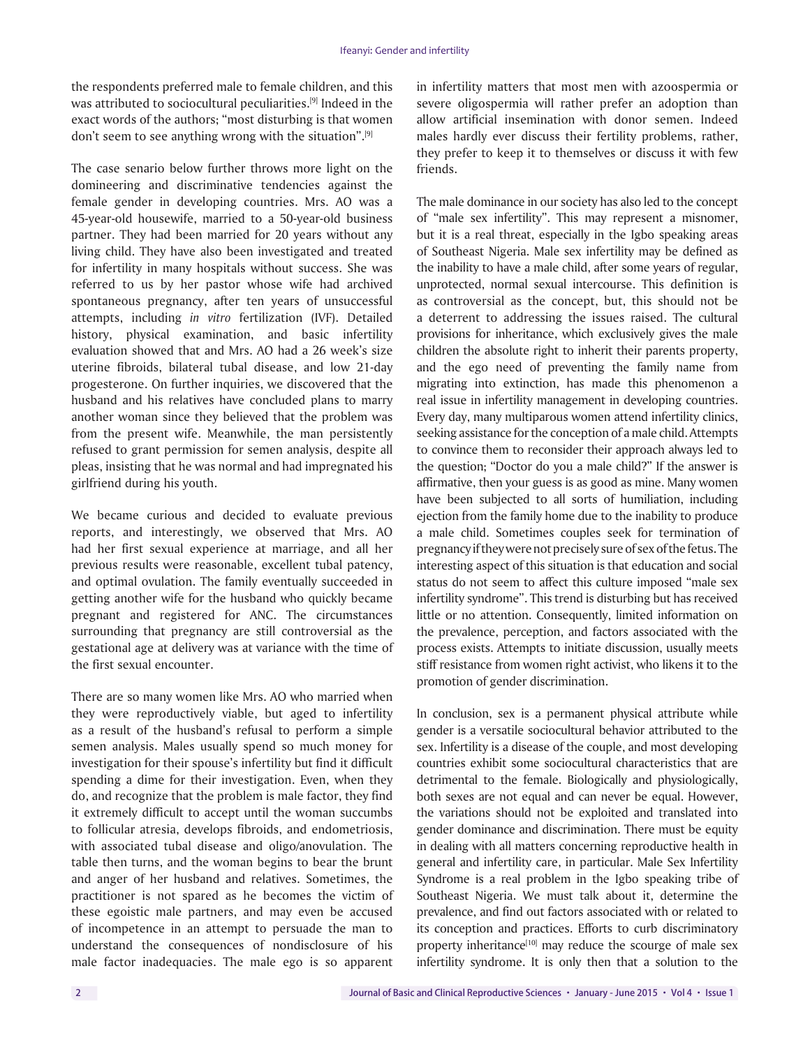the respondents preferred male to female children, and this was attributed to sociocultural peculiarities.[9] Indeed in the exact words of the authors; "most disturbing is that women don't seem to see anything wrong with the situation".[9]

The case senario below further throws more light on the domineering and discriminative tendencies against the female gender in developing countries. Mrs. AO was a 45-year-old housewife, married to a 50-year-old business partner. They had been married for 20 years without any living child. They have also been investigated and treated for infertility in many hospitals without success. She was referred to us by her pastor whose wife had archived spontaneous pregnancy, after ten years of unsuccessful attempts, including *in vitro* fertilization (IVF). Detailed history, physical examination, and basic infertility evaluation showed that and Mrs. AO had a 26 week's size uterine fibroids, bilateral tubal disease, and low 21-day progesterone. On further inquiries, we discovered that the husband and his relatives have concluded plans to marry another woman since they believed that the problem was from the present wife. Meanwhile, the man persistently refused to grant permission for semen analysis, despite all pleas, insisting that he was normal and had impregnated his girlfriend during his youth.

We became curious and decided to evaluate previous reports, and interestingly, we observed that Mrs. AO had her first sexual experience at marriage, and all her previous results were reasonable, excellent tubal patency, and optimal ovulation. The family eventually succeeded in getting another wife for the husband who quickly became pregnant and registered for ANC. The circumstances surrounding that pregnancy are still controversial as the gestational age at delivery was at variance with the time of the first sexual encounter.

There are so many women like Mrs. AO who married when they were reproductively viable, but aged to infertility as a result of the husband's refusal to perform a simple semen analysis. Males usually spend so much money for investigation for their spouse's infertility but find it difficult spending a dime for their investigation. Even, when they do, and recognize that the problem is male factor, they find it extremely difficult to accept until the woman succumbs to follicular atresia, develops fibroids, and endometriosis, with associated tubal disease and oligo/anovulation. The table then turns, and the woman begins to bear the brunt and anger of her husband and relatives. Sometimes, the practitioner is not spared as he becomes the victim of these egoistic male partners, and may even be accused of incompetence in an attempt to persuade the man to understand the consequences of nondisclosure of his male factor inadequacies. The male ego is so apparent in infertility matters that most men with azoospermia or severe oligospermia will rather prefer an adoption than allow artificial insemination with donor semen. Indeed males hardly ever discuss their fertility problems, rather, they prefer to keep it to themselves or discuss it with few friends.

The male dominance in our society has also led to the concept of "male sex infertility". This may represent a misnomer, but it is a real threat, especially in the Igbo speaking areas of Southeast Nigeria. Male sex infertility may be defined as the inability to have a male child, after some years of regular, unprotected, normal sexual intercourse. This definition is as controversial as the concept, but, this should not be a deterrent to addressing the issues raised. The cultural provisions for inheritance, which exclusively gives the male children the absolute right to inherit their parents property, and the ego need of preventing the family name from migrating into extinction, has made this phenomenon a real issue in infertility management in developing countries. Every day, many multiparous women attend infertility clinics, seeking assistance for the conception of a male child. Attempts to convince them to reconsider their approach always led to the question; "Doctor do you a male child?" If the answer is affirmative, then your guess is as good as mine. Many women have been subjected to all sorts of humiliation, including ejection from the family home due to the inability to produce a male child. Sometimes couples seek for termination of pregnancy if they were not precisely sure of sex of the fetus. The interesting aspect of this situation is that education and social status do not seem to affect this culture imposed "male sex infertility syndrome". This trend is disturbing but has received little or no attention. Consequently, limited information on the prevalence, perception, and factors associated with the process exists. Attempts to initiate discussion, usually meets stiff resistance from women right activist, who likens it to the promotion of gender discrimination.

In conclusion, sex is a permanent physical attribute while gender is a versatile sociocultural behavior attributed to the sex. Infertility is a disease of the couple, and most developing countries exhibit some sociocultural characteristics that are detrimental to the female. Biologically and physiologically, both sexes are not equal and can never be equal. However, the variations should not be exploited and translated into gender dominance and discrimination. There must be equity in dealing with all matters concerning reproductive health in general and infertility care, in particular. Male Sex Infertility Syndrome is a real problem in the Igbo speaking tribe of Southeast Nigeria. We must talk about it, determine the prevalence, and find out factors associated with or related to its conception and practices. Efforts to curb discriminatory property inheritance[10] may reduce the scourge of male sex infertility syndrome. It is only then that a solution to the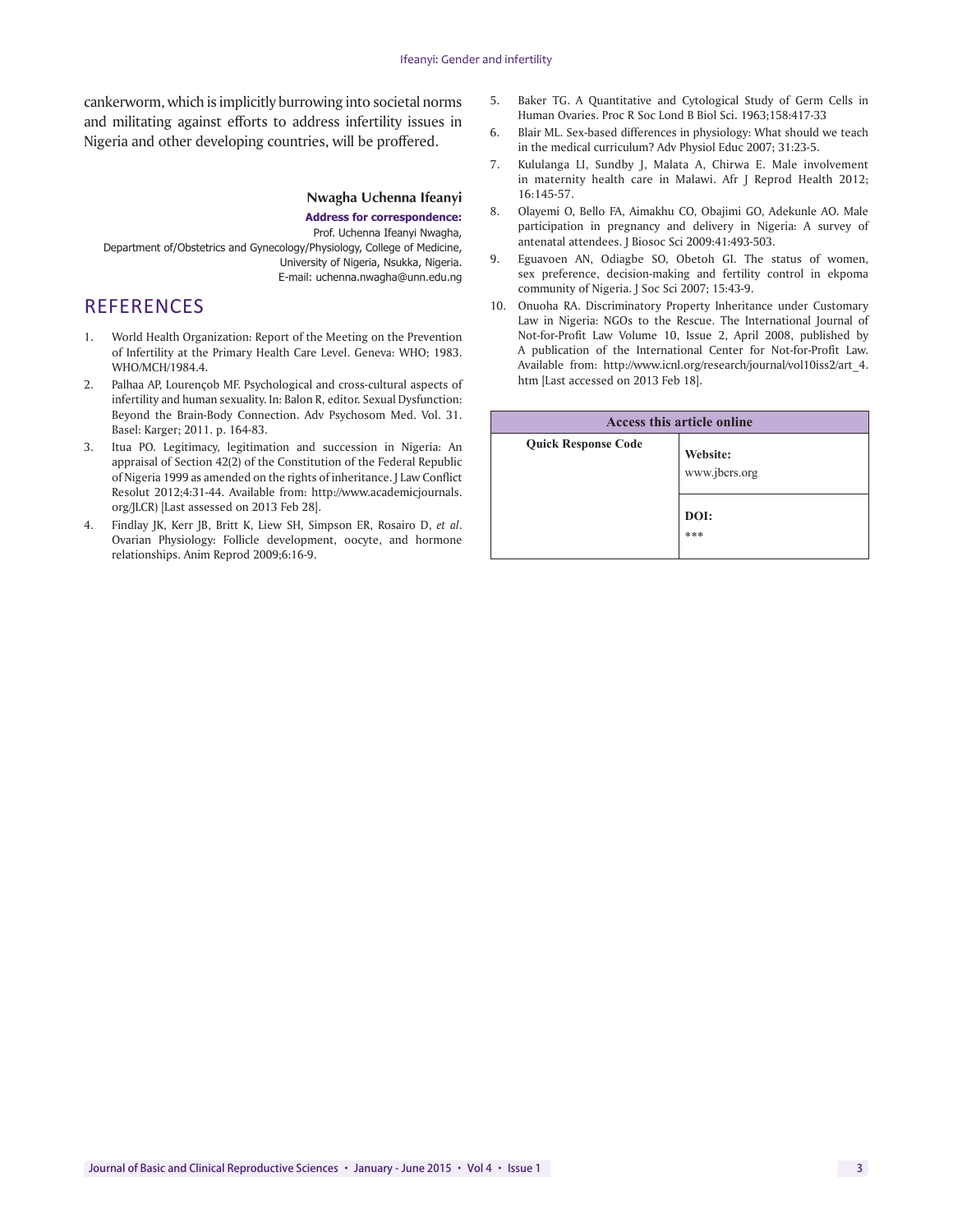cankerworm, which is implicitly burrowing into societal norms and militating against efforts to address infertility issues in Nigeria and other developing countries, will be proffered.

**Nwagha Uchenna Ifeanyi**

**Address for correspondence:**
Prof. Uchenna Ifeanyi Nwagha,
Department of/Obstetrics and Gynecology/Physiology, College of Medicine,
University of Nigeria, Nsukka, Nigeria.
E-mail: uchenna.nwagha@unn.edu.ng

## REFERENCES

1. World Health Organization: Report of the Meeting on the Prevention of Infertility at the Primary Health Care Level. Geneva: WHO; 1983. WHO/MCH/1984.4.
2. Palhaa AP, Lourençob MF. Psychological and cross-cultural aspects of infertility and human sexuality. In: Balon R, editor. Sexual Dysfunction: Beyond the Brain-Body Connection. Adv Psychosom Med. Vol. 31. Basel: Karger; 2011. p. 164-83.
3. Itua PO. Legitimacy, legitimation and succession in Nigeria: An appraisal of Section 42(2) of the Constitution of the Federal Republic of Nigeria 1999 as amended on the rights of inheritance. J Law Conflict Resolut 2012;4:31-44. Available from: http://www.academicjournals.org/JLCR) [Last assessed on 2013 Feb 28].
4. Findlay JK, Kerr JB, Britt K, Liew SH, Simpson ER, Rosairo D, *et al*. Ovarian Physiology: Follicle development, oocyte, and hormone relationships. Anim Reprod 2009;6:16-9.
5. Baker TG. A Quantitative and Cytological Study of Germ Cells in Human Ovaries. Proc R Soc Lond B Biol Sci. 1963;158:417-33
6. Blair ML. Sex-based differences in physiology: What should we teach in the medical curriculum? Adv Physiol Educ 2007; 31:23-5.
7. Kululanga LI, Sundby J, Malata A, Chirwa E. Male involvement in maternity health care in Malawi. Afr J Reprod Health 2012; 16:145-57.
8. Olayemi O, Bello FA, Aimakhu CO, Obajimi GO, Adekunle AO. Male participation in pregnancy and delivery in Nigeria: A survey of antenatal attendees. J Biosoc Sci 2009:41:493-503.
9. Eguavoen AN, Odiagbe SO, Obetoh GI. The status of women, sex preference, decision-making and fertility control in ekpoma community of Nigeria. J Soc Sci 2007; 15:43-9.
10. Onuoha RA. Discriminatory Property Inheritance under Customary Law in Nigeria: NGOs to the Rescue. The International Journal of Not-for-Profit Law Volume 10, Issue 2, April 2008, published by A publication of the International Center for Not-for-Profit Law. Available from: http://www.icnl.org/research/journal/vol10iss2/art_4.htm [Last accessed on 2013 Feb 18].

| Access this article online | |
|---|---|
| **Quick Response Code** | **Website:** www.jbcrs.org |
| | **DOI:** *** |